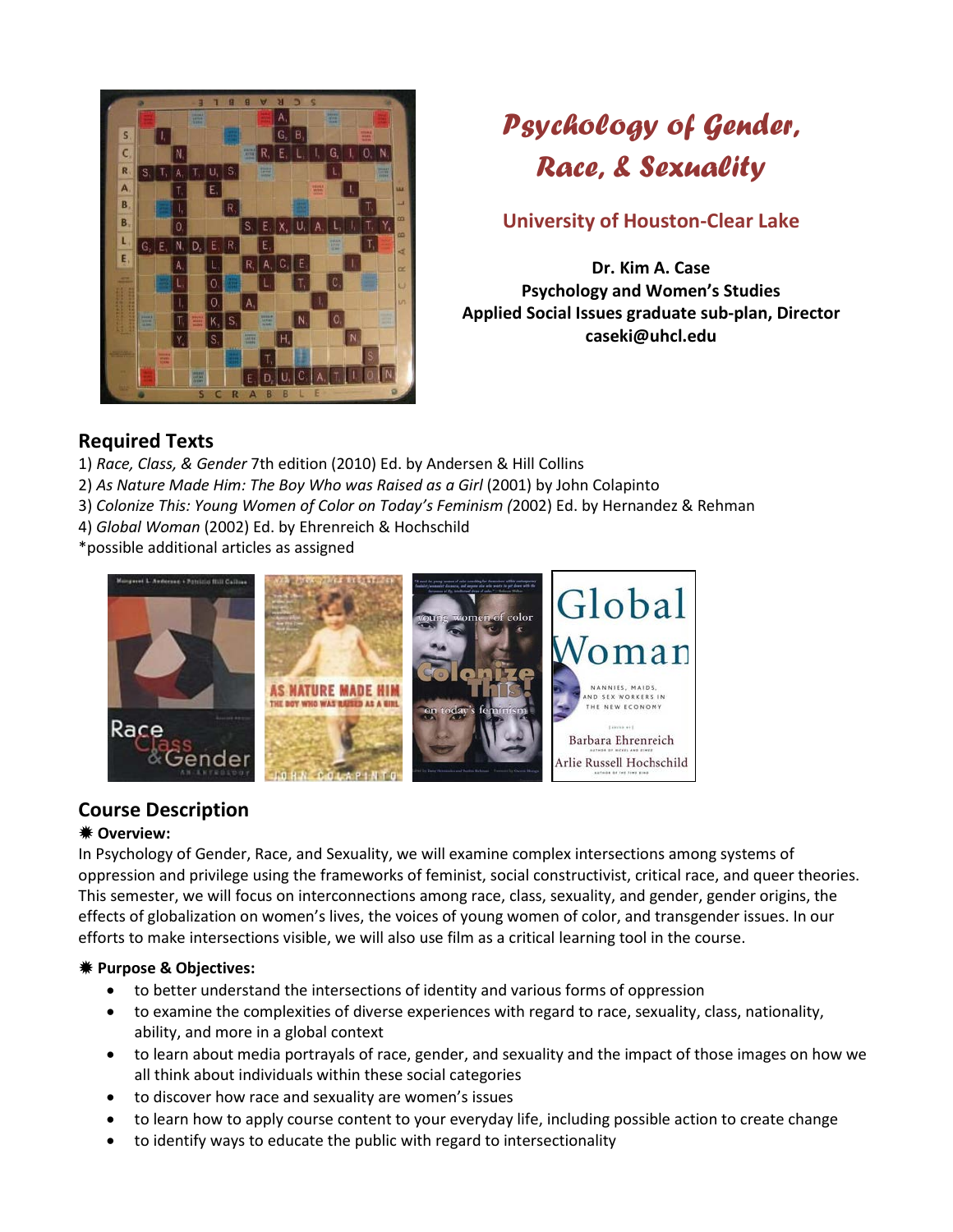# *Psychology of Gender, Race, & Sexuality*

## University of Houston-Clear Lake

**Dr. Kim A. Case**
**Psychology and Women's Studies**
**Applied Social Issues graduate sub-plan, Director**
**caseki@uhcl.edu**

## Required Texts

1) *Race, Class, & Gender* 7th edition (2010) Ed. by Andersen & Hill Collins
2) *As Nature Made Him: The Boy Who was Raised as a Girl* (2001) by John Colapinto
3) *Colonize This: Young Women of Color on Today's Feminism (*2002) Ed. by Hernandez & Rehman
4) *Global Woman* (2002) Ed. by Ehrenreich & Hochschild
*possible additional articles as assigned

## Course Description

✷ **Overview:**

In Psychology of Gender, Race, and Sexuality, we will examine complex intersections among systems of oppression and privilege using the frameworks of feminist, social constructivist, critical race, and queer theories. This semester, we will focus on interconnections among race, class, sexuality, and gender, gender origins, the effects of globalization on women's lives, the voices of young women of color, and transgender issues. In our efforts to make intersections visible, we will also use film as a critical learning tool in the course.

✷ **Purpose & Objectives:**

- to better understand the intersections of identity and various forms of oppression
- to examine the complexities of diverse experiences with regard to race, sexuality, class, nationality, ability, and more in a global context
- to learn about media portrayals of race, gender, and sexuality and the impact of those images on how we all think about individuals within these social categories
- to discover how race and sexuality are women's issues
- to learn how to apply course content to your everyday life, including possible action to create change
- to identify ways to educate the public with regard to intersectionality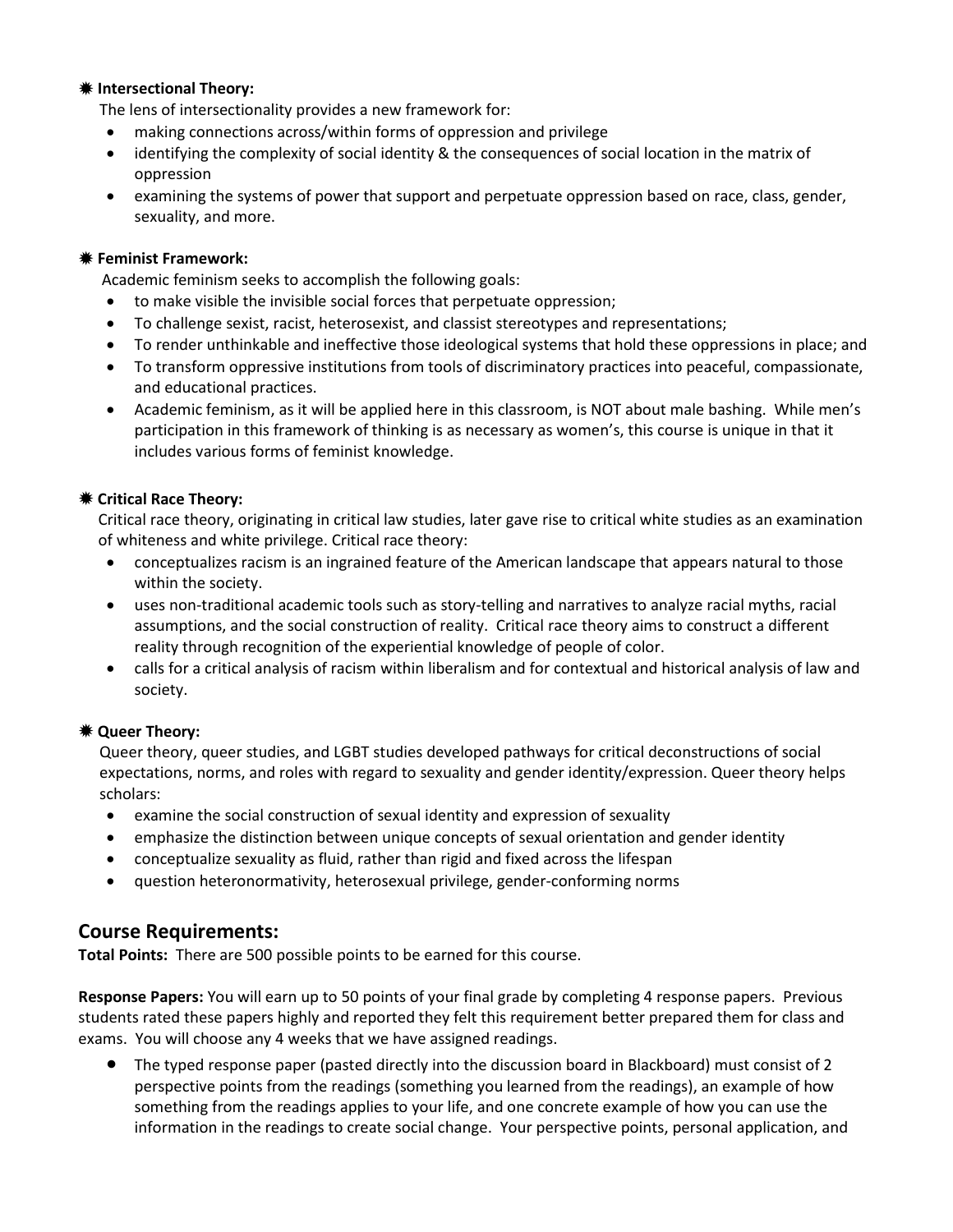**✷ Intersectional Theory:**

The lens of intersectionality provides a new framework for:

- making connections across/within forms of oppression and privilege
- identifying the complexity of social identity & the consequences of social location in the matrix of oppression
- examining the systems of power that support and perpetuate oppression based on race, class, gender, sexuality, and more.

**✷ Feminist Framework:**

Academic feminism seeks to accomplish the following goals:

- to make visible the invisible social forces that perpetuate oppression;
- To challenge sexist, racist, heterosexist, and classist stereotypes and representations;
- To render unthinkable and ineffective those ideological systems that hold these oppressions in place; and
- To transform oppressive institutions from tools of discriminatory practices into peaceful, compassionate, and educational practices.
- Academic feminism, as it will be applied here in this classroom, is NOT about male bashing. While men's participation in this framework of thinking is as necessary as women's, this course is unique in that it includes various forms of feminist knowledge.

**✷ Critical Race Theory:**

Critical race theory, originating in critical law studies, later gave rise to critical white studies as an examination of whiteness and white privilege. Critical race theory:

- conceptualizes racism is an ingrained feature of the American landscape that appears natural to those within the society.
- uses non-traditional academic tools such as story-telling and narratives to analyze racial myths, racial assumptions, and the social construction of reality. Critical race theory aims to construct a different reality through recognition of the experiential knowledge of people of color.
- calls for a critical analysis of racism within liberalism and for contextual and historical analysis of law and society.

**✷ Queer Theory:**

Queer theory, queer studies, and LGBT studies developed pathways for critical deconstructions of social expectations, norms, and roles with regard to sexuality and gender identity/expression. Queer theory helps scholars:

- examine the social construction of sexual identity and expression of sexuality
- emphasize the distinction between unique concepts of sexual orientation and gender identity
- conceptualize sexuality as fluid, rather than rigid and fixed across the lifespan
- question heteronormativity, heterosexual privilege, gender-conforming norms

## Course Requirements:

**Total Points:** There are 500 possible points to be earned for this course.

**Response Papers:** You will earn up to 50 points of your final grade by completing 4 response papers. Previous students rated these papers highly and reported they felt this requirement better prepared them for class and exams. You will choose any 4 weeks that we have assigned readings.

- The typed response paper (pasted directly into the discussion board in Blackboard) must consist of 2 perspective points from the readings (something you learned from the readings), an example of how something from the readings applies to your life, and one concrete example of how you can use the information in the readings to create social change. Your perspective points, personal application, and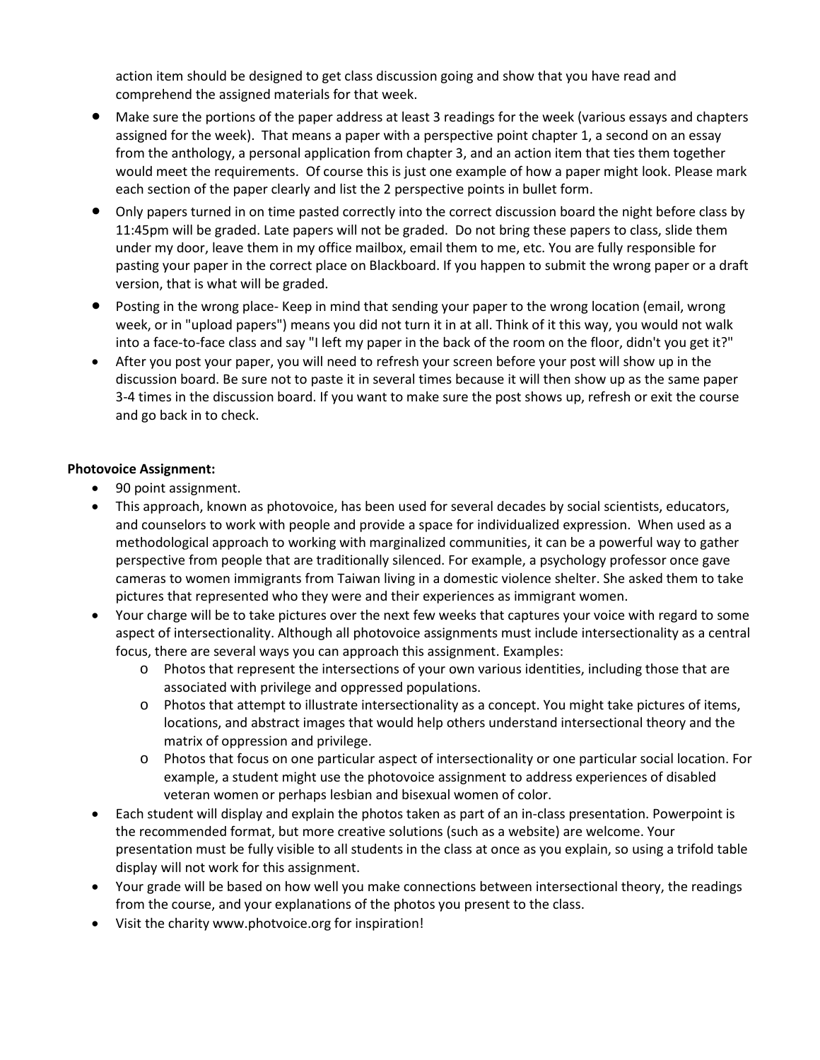action item should be designed to get class discussion going and show that you have read and comprehend the assigned materials for that week.

- Make sure the portions of the paper address at least 3 readings for the week (various essays and chapters assigned for the week). That means a paper with a perspective point chapter 1, a second on an essay from the anthology, a personal application from chapter 3, and an action item that ties them together would meet the requirements. Of course this is just one example of how a paper might look. Please mark each section of the paper clearly and list the 2 perspective points in bullet form.
- Only papers turned in on time pasted correctly into the correct discussion board the night before class by 11:45pm will be graded. Late papers will not be graded. Do not bring these papers to class, slide them under my door, leave them in my office mailbox, email them to me, etc. You are fully responsible for pasting your paper in the correct place on Blackboard. If you happen to submit the wrong paper or a draft version, that is what will be graded.
- Posting in the wrong place- Keep in mind that sending your paper to the wrong location (email, wrong week, or in "upload papers") means you did not turn it in at all. Think of it this way, you would not walk into a face-to-face class and say "I left my paper in the back of the room on the floor, didn't you get it?"
- After you post your paper, you will need to refresh your screen before your post will show up in the discussion board. Be sure not to paste it in several times because it will then show up as the same paper 3-4 times in the discussion board. If you want to make sure the post shows up, refresh or exit the course and go back in to check.

**Photovoice Assignment:**

- 90 point assignment.
- This approach, known as photovoice, has been used for several decades by social scientists, educators, and counselors to work with people and provide a space for individualized expression. When used as a methodological approach to working with marginalized communities, it can be a powerful way to gather perspective from people that are traditionally silenced. For example, a psychology professor once gave cameras to women immigrants from Taiwan living in a domestic violence shelter. She asked them to take pictures that represented who they were and their experiences as immigrant women.
- Your charge will be to take pictures over the next few weeks that captures your voice with regard to some aspect of intersectionality. Although all photovoice assignments must include intersectionality as a central focus, there are several ways you can approach this assignment. Examples:
  - Photos that represent the intersections of your own various identities, including those that are associated with privilege and oppressed populations.
  - Photos that attempt to illustrate intersectionality as a concept. You might take pictures of items, locations, and abstract images that would help others understand intersectional theory and the matrix of oppression and privilege.
  - Photos that focus on one particular aspect of intersectionality or one particular social location. For example, a student might use the photovoice assignment to address experiences of disabled veteran women or perhaps lesbian and bisexual women of color.
- Each student will display and explain the photos taken as part of an in-class presentation. Powerpoint is the recommended format, but more creative solutions (such as a website) are welcome. Your presentation must be fully visible to all students in the class at once as you explain, so using a trifold table display will not work for this assignment.
- Your grade will be based on how well you make connections between intersectional theory, the readings from the course, and your explanations of the photos you present to the class.
- Visit the charity www.photvoice.org for inspiration!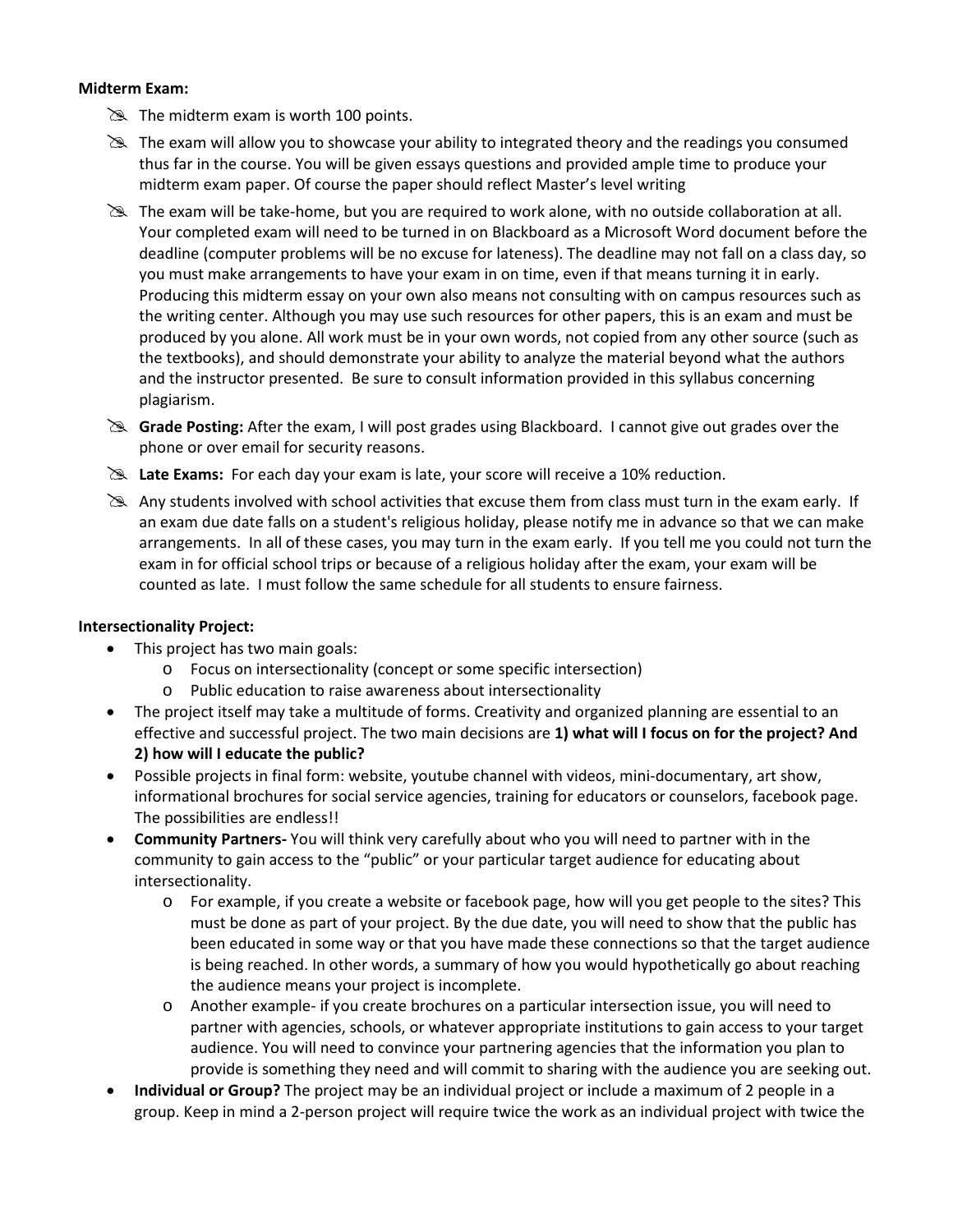**Midterm Exam:**

- The midterm exam is worth 100 points.
- The exam will allow you to showcase your ability to integrated theory and the readings you consumed thus far in the course. You will be given essays questions and provided ample time to produce your midterm exam paper. Of course the paper should reflect Master's level writing
- The exam will be take-home, but you are required to work alone, with no outside collaboration at all. Your completed exam will need to be turned in on Blackboard as a Microsoft Word document before the deadline (computer problems will be no excuse for lateness). The deadline may not fall on a class day, so you must make arrangements to have your exam in on time, even if that means turning it in early. Producing this midterm essay on your own also means not consulting with on campus resources such as the writing center. Although you may use such resources for other papers, this is an exam and must be produced by you alone. All work must be in your own words, not copied from any other source (such as the textbooks), and should demonstrate your ability to analyze the material beyond what the authors and the instructor presented. Be sure to consult information provided in this syllabus concerning plagiarism.
- **Grade Posting:** After the exam, I will post grades using Blackboard. I cannot give out grades over the phone or over email for security reasons.
- **Late Exams:** For each day your exam is late, your score will receive a 10% reduction.
- Any students involved with school activities that excuse them from class must turn in the exam early. If an exam due date falls on a student's religious holiday, please notify me in advance so that we can make arrangements. In all of these cases, you may turn in the exam early. If you tell me you could not turn the exam in for official school trips or because of a religious holiday after the exam, your exam will be counted as late. I must follow the same schedule for all students to ensure fairness.

**Intersectionality Project:**

- This project has two main goals:
  - Focus on intersectionality (concept or some specific intersection)
  - Public education to raise awareness about intersectionality
- The project itself may take a multitude of forms. Creativity and organized planning are essential to an effective and successful project. The two main decisions are **1) what will I focus on for the project? And 2) how will I educate the public?**
- Possible projects in final form: website, youtube channel with videos, mini-documentary, art show, informational brochures for social service agencies, training for educators or counselors, facebook page. The possibilities are endless!!
- **Community Partners-** You will think very carefully about who you will need to partner with in the community to gain access to the "public" or your particular target audience for educating about intersectionality.
  - For example, if you create a website or facebook page, how will you get people to the sites? This must be done as part of your project. By the due date, you will need to show that the public has been educated in some way or that you have made these connections so that the target audience is being reached. In other words, a summary of how you would hypothetically go about reaching the audience means your project is incomplete.
  - Another example- if you create brochures on a particular intersection issue, you will need to partner with agencies, schools, or whatever appropriate institutions to gain access to your target audience. You will need to convince your partnering agencies that the information you plan to provide is something they need and will commit to sharing with the audience you are seeking out.
- **Individual or Group?** The project may be an individual project or include a maximum of 2 people in a group. Keep in mind a 2-person project will require twice the work as an individual project with twice the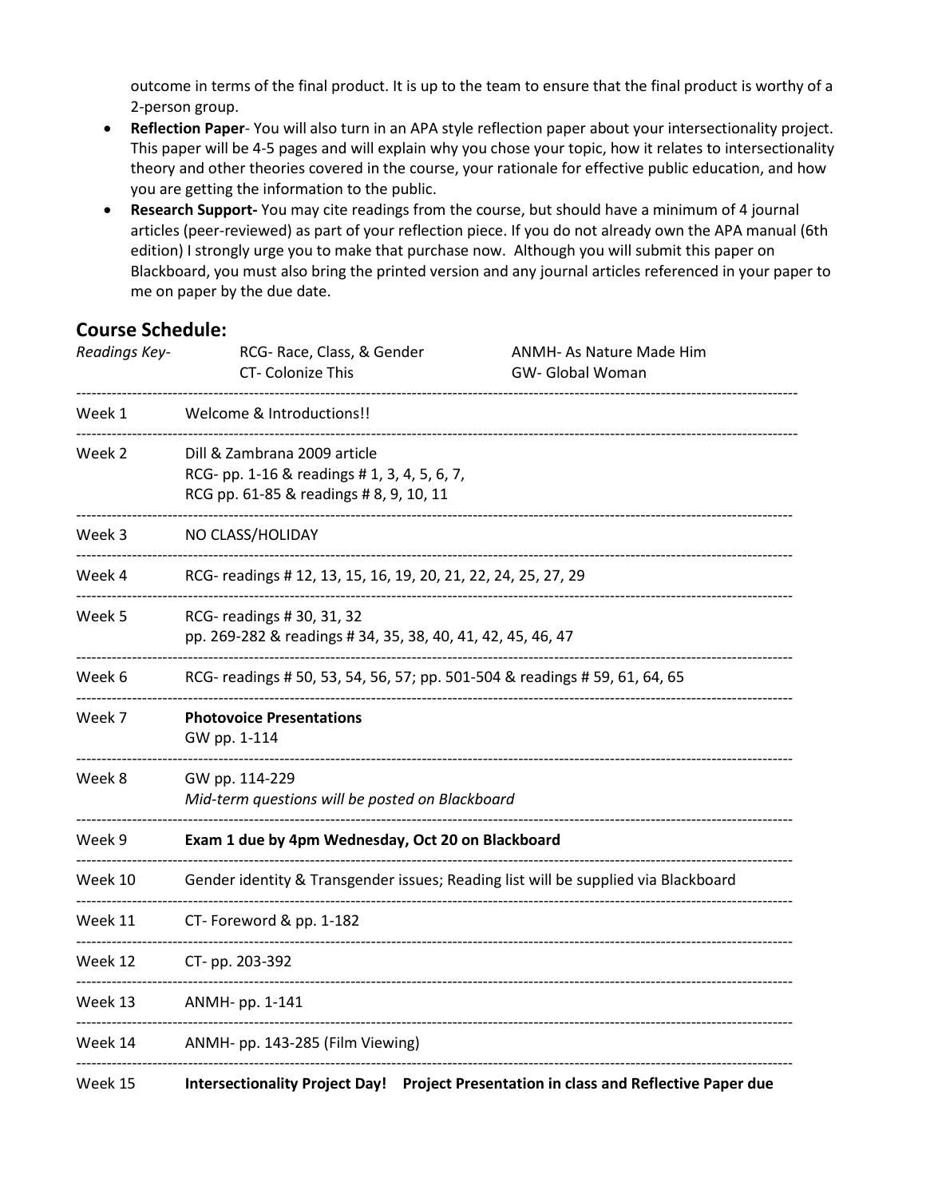outcome in terms of the final product. It is up to the team to ensure that the final product is worthy of a 2-person group.

- **Reflection Paper**- You will also turn in an APA style reflection paper about your intersectionality project. This paper will be 4-5 pages and will explain why you chose your topic, how it relates to intersectionality theory and other theories covered in the course, your rationale for effective public education, and how you are getting the information to the public.
- **Research Support-** You may cite readings from the course, but should have a minimum of 4 journal articles (peer-reviewed) as part of your reflection piece. If you do not already own the APA manual (6th edition) I strongly urge you to make that purchase now. Although you will submit this paper on Blackboard, you must also bring the printed version and any journal articles referenced in your paper to me on paper by the due date.

## Course Schedule:

*Readings Key-* RCG- Race, Class, & Gender; ANMH- As Nature Made Him; CT- Colonize This; GW- Global Woman

| | |
|---|---|
| Week 1 | Welcome & Introductions!! |
| Week 2 | Dill & Zambrana 2009 article<br>RCG- pp. 1-16 & readings # 1, 3, 4, 5, 6, 7,<br>RCG pp. 61-85 & readings # 8, 9, 10, 11 |
| Week 3 | NO CLASS/HOLIDAY |
| Week 4 | RCG- readings # 12, 13, 15, 16, 19, 20, 21, 22, 24, 25, 27, 29 |
| Week 5 | RCG- readings # 30, 31, 32<br>pp. 269-282 & readings # 34, 35, 38, 40, 41, 42, 45, 46, 47 |
| Week 6 | RCG- readings # 50, 53, 54, 56, 57; pp. 501-504 & readings # 59, 61, 64, 65 |
| Week 7 | **Photovoice Presentations**<br>GW pp. 1-114 |
| Week 8 | GW pp. 114-229<br>*Mid-term questions will be posted on Blackboard* |
| Week 9 | **Exam 1 due by 4pm Wednesday, Oct 20 on Blackboard** |
| Week 10 | Gender identity & Transgender issues; Reading list will be supplied via Blackboard |
| Week 11 | CT- Foreword & pp. 1-182 |
| Week 12 | CT- pp. 203-392 |
| Week 13 | ANMH- pp. 1-141 |
| Week 14 | ANMH- pp. 143-285 (Film Viewing) |
| Week 15 | **Intersectionality Project Day! Project Presentation in class and Reflective Paper due** |